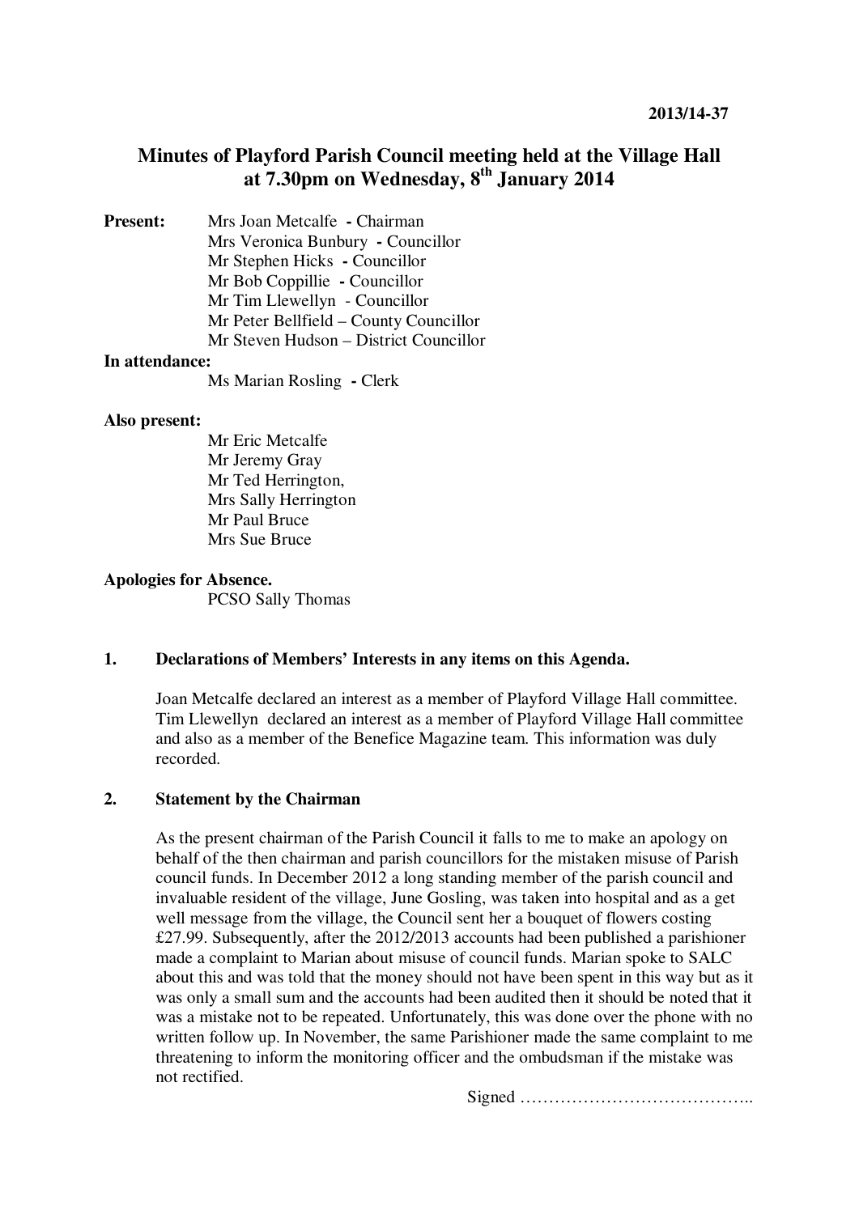**2013/14-37**

# Minutes of Playford Parish Council meeting held at the Village Hall at 7.30pm on Wednesday, 8th January 2014

**Present:**
Mrs Joan Metcalfe - Chairman
Mrs Veronica Bunbury - Councillor
Mr Stephen Hicks - Councillor
Mr Bob Coppillie - Councillor
Mr Tim Llewellyn - Councillor
Mr Peter Bellfield – County Councillor
Mr Steven Hudson – District Councillor

**In attendance:**
Ms Marian Rosling - Clerk

**Also present:**
Mr Eric Metcalfe
Mr Jeremy Gray
Mr Ted Herrington,
Mrs Sally Herrington
Mr Paul Bruce
Mrs Sue Bruce

**Apologies for Absence.**
PCSO Sally Thomas

## 1. Declarations of Members' Interests in any items on this Agenda.

Joan Metcalfe declared an interest as a member of Playford Village Hall committee. Tim Llewellyn declared an interest as a member of Playford Village Hall committee and also as a member of the Benefice Magazine team. This information was duly recorded.

## 2. Statement by the Chairman

As the present chairman of the Parish Council it falls to me to make an apology on behalf of the then chairman and parish councillors for the mistaken misuse of Parish council funds. In December 2012 a long standing member of the parish council and invaluable resident of the village, June Gosling, was taken into hospital and as a get well message from the village, the Council sent her a bouquet of flowers costing £27.99. Subsequently, after the 2012/2013 accounts had been published a parishioner made a complaint to Marian about misuse of council funds. Marian spoke to SALC about this and was told that the money should not have been spent in this way but as it was only a small sum and the accounts had been audited then it should be noted that it was a mistake not to be repeated. Unfortunately, this was done over the phone with no written follow up. In November, the same Parishioner made the same complaint to me threatening to inform the monitoring officer and the ombudsman if the mistake was not rectified.

Signed …………………………………..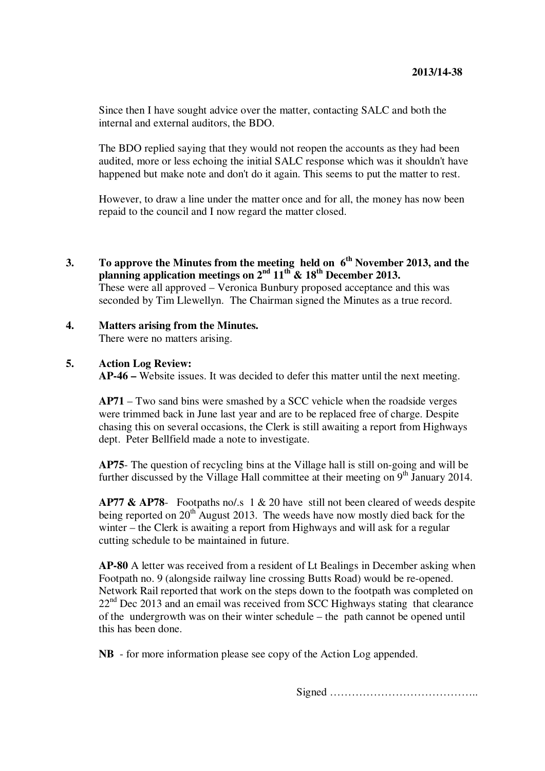Since then I have sought advice over the matter, contacting SALC and both the internal and external auditors, the BDO.

The BDO replied saying that they would not reopen the accounts as they had been audited, more or less echoing the initial SALC response which was it shouldn't have happened but make note and don't do it again. This seems to put the matter to rest.

However, to draw a line under the matter once and for all, the money has now been repaid to the council and I now regard the matter closed.

**3. To approve the Minutes from the meeting held on 6th November 2013, and the planning application meetings on 2nd 11th & 18th December 2013.**

These were all approved – Veronica Bunbury proposed acceptance and this was seconded by Tim Llewellyn. The Chairman signed the Minutes as a true record.

**4. Matters arising from the Minutes.**

There were no matters arising.

**5. Action Log Review:**

**AP-46 –** Website issues. It was decided to defer this matter until the next meeting.

**AP71** – Two sand bins were smashed by a SCC vehicle when the roadside verges were trimmed back in June last year and are to be replaced free of charge. Despite chasing this on several occasions, the Clerk is still awaiting a report from Highways dept. Peter Bellfield made a note to investigate.

**AP75**- The question of recycling bins at the Village hall is still on-going and will be further discussed by the Village Hall committee at their meeting on 9th January 2014.

**AP77 & AP78**- Footpaths no/.s 1 & 20 have still not been cleared of weeds despite being reported on 20th August 2013. The weeds have now mostly died back for the winter – the Clerk is awaiting a report from Highways and will ask for a regular cutting schedule to be maintained in future.

**AP-80** A letter was received from a resident of Lt Bealings in December asking when Footpath no. 9 (alongside railway line crossing Butts Road) would be re-opened. Network Rail reported that work on the steps down to the footpath was completed on 22nd Dec 2013 and an email was received from SCC Highways stating that clearance of the undergrowth was on their winter schedule – the path cannot be opened until this has been done.

**NB** - for more information please see copy of the Action Log appended.

Signed …………………………………..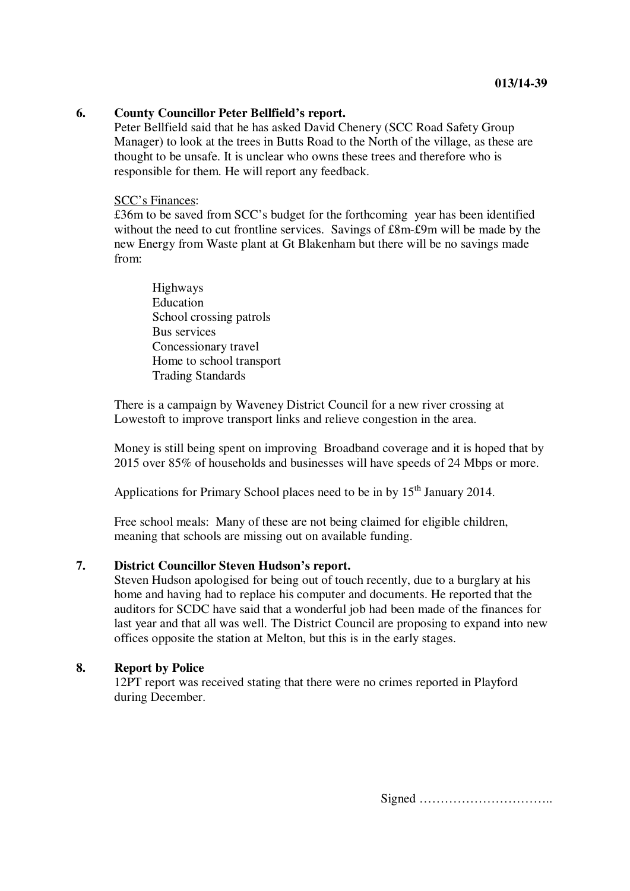013/14-39

**6. County Councillor Peter Bellfield's report.**

Peter Bellfield said that he has asked David Chenery (SCC Road Safety Group Manager) to look at the trees in Butts Road to the North of the village, as these are thought to be unsafe. It is unclear who owns these trees and therefore who is responsible for them. He will report any feedback.

SCC's Finances:

£36m to be saved from SCC's budget for the forthcoming year has been identified without the need to cut frontline services. Savings of £8m-£9m will be made by the new Energy from Waste plant at Gt Blakenham but there will be no savings made from:

- Highways
- Education
- School crossing patrols
- Bus services
- Concessionary travel
- Home to school transport
- Trading Standards

There is a campaign by Waveney District Council for a new river crossing at Lowestoft to improve transport links and relieve congestion in the area.

Money is still being spent on improving Broadband coverage and it is hoped that by 2015 over 85% of households and businesses will have speeds of 24 Mbps or more.

Applications for Primary School places need to be in by 15th January 2014.

Free school meals: Many of these are not being claimed for eligible children, meaning that schools are missing out on available funding.

**7. District Councillor Steven Hudson's report.**

Steven Hudson apologised for being out of touch recently, due to a burglary at his home and having had to replace his computer and documents. He reported that the auditors for SCDC have said that a wonderful job had been made of the finances for last year and that all was well. The District Council are proposing to expand into new offices opposite the station at Melton, but this is in the early stages.

**8. Report by Police**

12PT report was received stating that there were no crimes reported in Playford during December.

Signed …………………………..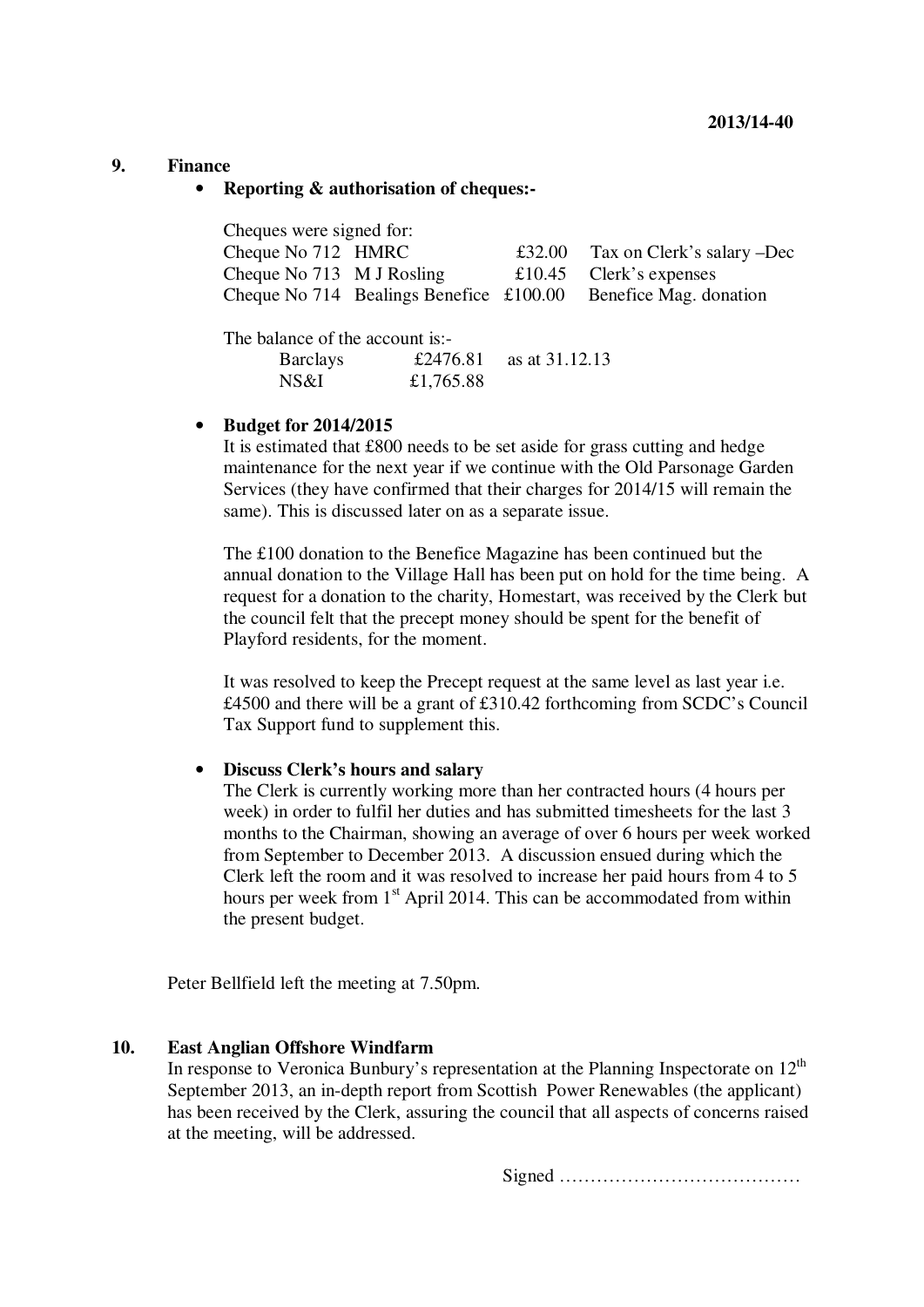**2013/14-40**

## 9. Finance

- **Reporting & authorisation of cheques:-**

Cheques were signed for:

| | | | |
|---|---|---|---|
| Cheque No 712 | HMRC | £32.00 | Tax on Clerk's salary –Dec |
| Cheque No 713 | M J Rosling | £10.45 | Clerk's expenses |
| Cheque No 714 | Bealings Benefice | £100.00 | Benefice Mag. donation |

The balance of the account is:-

| | | |
|---|---|---|
| Barclays | £2476.81 | as at 31.12.13 |
| NS&I | £1,765.88 | |

- **Budget for 2014/2015**

It is estimated that £800 needs to be set aside for grass cutting and hedge maintenance for the next year if we continue with the Old Parsonage Garden Services (they have confirmed that their charges for 2014/15 will remain the same). This is discussed later on as a separate issue.

The £100 donation to the Benefice Magazine has been continued but the annual donation to the Village Hall has been put on hold for the time being. A request for a donation to the charity, Homestart, was received by the Clerk but the council felt that the precept money should be spent for the benefit of Playford residents, for the moment.

It was resolved to keep the Precept request at the same level as last year i.e. £4500 and there will be a grant of £310.42 forthcoming from SCDC's Council Tax Support fund to supplement this.

- **Discuss Clerk's hours and salary**

The Clerk is currently working more than her contracted hours (4 hours per week) in order to fulfil her duties and has submitted timesheets for the last 3 months to the Chairman, showing an average of over 6 hours per week worked from September to December 2013. A discussion ensued during which the Clerk left the room and it was resolved to increase her paid hours from 4 to 5 hours per week from 1st April 2014. This can be accommodated from within the present budget.

Peter Bellfield left the meeting at 7.50pm.

## 10. East Anglian Offshore Windfarm

In response to Veronica Bunbury's representation at the Planning Inspectorate on 12th September 2013, an in-depth report from Scottish Power Renewables (the applicant) has been received by the Clerk, assuring the council that all aspects of concerns raised at the meeting, will be addressed.

Signed …………………………………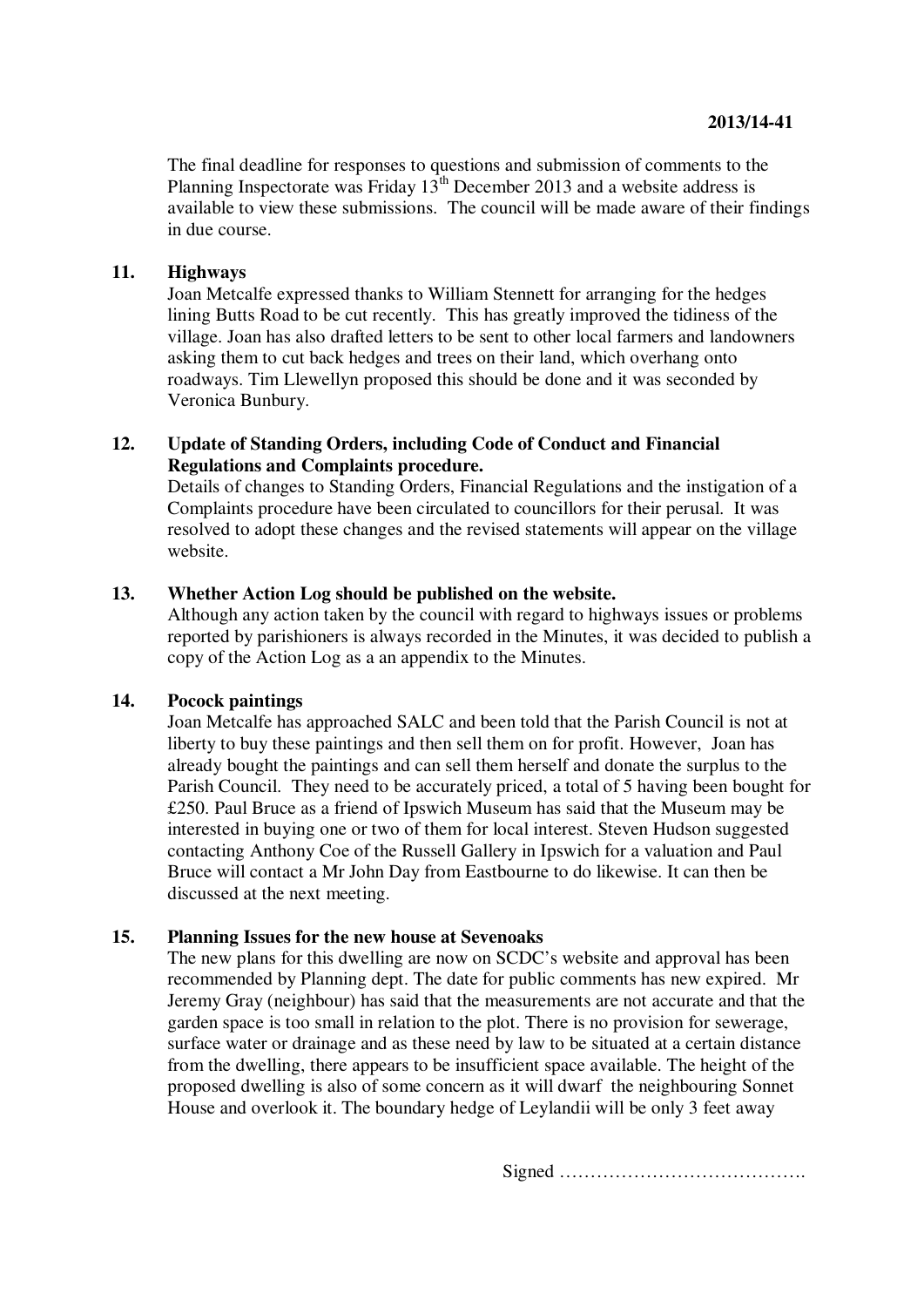The final deadline for responses to questions and submission of comments to the Planning Inspectorate was Friday 13th December 2013 and a website address is available to view these submissions. The council will be made aware of their findings in due course.

**11. Highways**

Joan Metcalfe expressed thanks to William Stennett for arranging for the hedges lining Butts Road to be cut recently. This has greatly improved the tidiness of the village. Joan has also drafted letters to be sent to other local farmers and landowners asking them to cut back hedges and trees on their land, which overhang onto roadways. Tim Llewellyn proposed this should be done and it was seconded by Veronica Bunbury.

**12. Update of Standing Orders, including Code of Conduct and Financial Regulations and Complaints procedure.**

Details of changes to Standing Orders, Financial Regulations and the instigation of a Complaints procedure have been circulated to councillors for their perusal. It was resolved to adopt these changes and the revised statements will appear on the village website.

**13. Whether Action Log should be published on the website.**

Although any action taken by the council with regard to highways issues or problems reported by parishioners is always recorded in the Minutes, it was decided to publish a copy of the Action Log as a an appendix to the Minutes.

**14. Pocock paintings**

Joan Metcalfe has approached SALC and been told that the Parish Council is not at liberty to buy these paintings and then sell them on for profit. However, Joan has already bought the paintings and can sell them herself and donate the surplus to the Parish Council. They need to be accurately priced, a total of 5 having been bought for £250. Paul Bruce as a friend of Ipswich Museum has said that the Museum may be interested in buying one or two of them for local interest. Steven Hudson suggested contacting Anthony Coe of the Russell Gallery in Ipswich for a valuation and Paul Bruce will contact a Mr John Day from Eastbourne to do likewise. It can then be discussed at the next meeting.

**15. Planning Issues for the new house at Sevenoaks**

The new plans for this dwelling are now on SCDC's website and approval has been recommended by Planning dept. The date for public comments has new expired. Mr Jeremy Gray (neighbour) has said that the measurements are not accurate and that the garden space is too small in relation to the plot. There is no provision for sewerage, surface water or drainage and as these need by law to be situated at a certain distance from the dwelling, there appears to be insufficient space available. The height of the proposed dwelling is also of some concern as it will dwarf the neighbouring Sonnet House and overlook it. The boundary hedge of Leylandii will be only 3 feet away

Signed ………………………………….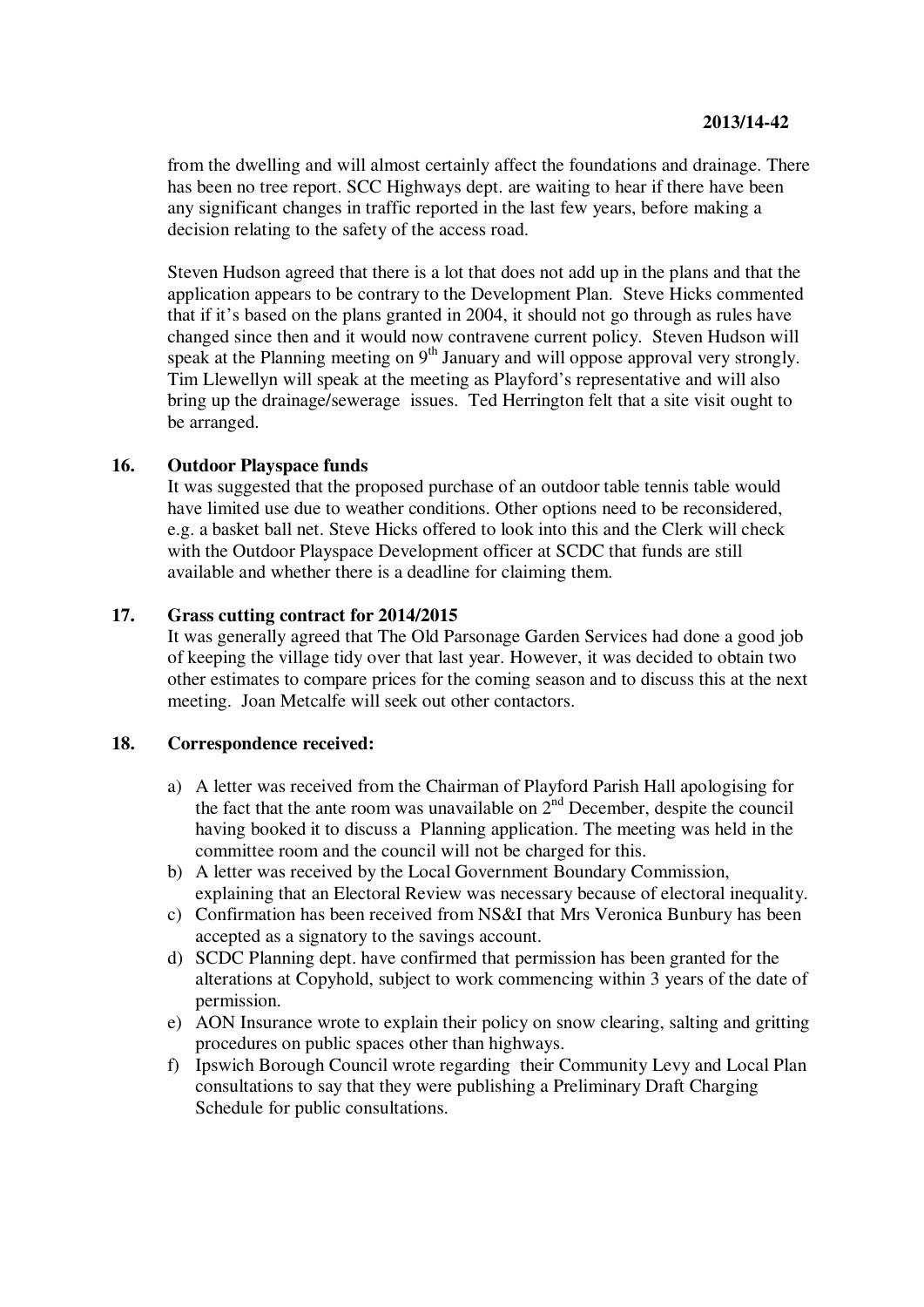from the dwelling and will almost certainly affect the foundations and drainage. There has been no tree report. SCC Highways dept. are waiting to hear if there have been any significant changes in traffic reported in the last few years, before making a decision relating to the safety of the access road.

Steven Hudson agreed that there is a lot that does not add up in the plans and that the application appears to be contrary to the Development Plan. Steve Hicks commented that if it's based on the plans granted in 2004, it should not go through as rules have changed since then and it would now contravene current policy. Steven Hudson will speak at the Planning meeting on 9th January and will oppose approval very strongly. Tim Llewellyn will speak at the meeting as Playford's representative and will also bring up the drainage/sewerage issues. Ted Herrington felt that a site visit ought to be arranged.

**16. Outdoor Playspace funds**

It was suggested that the proposed purchase of an outdoor table tennis table would have limited use due to weather conditions. Other options need to be reconsidered, e.g. a basket ball net. Steve Hicks offered to look into this and the Clerk will check with the Outdoor Playspace Development officer at SCDC that funds are still available and whether there is a deadline for claiming them.

**17. Grass cutting contract for 2014/2015**

It was generally agreed that The Old Parsonage Garden Services had done a good job of keeping the village tidy over that last year. However, it was decided to obtain two other estimates to compare prices for the coming season and to discuss this at the next meeting. Joan Metcalfe will seek out other contactors.

**18. Correspondence received:**

a) A letter was received from the Chairman of Playford Parish Hall apologising for the fact that the ante room was unavailable on 2nd December, despite the council having booked it to discuss a Planning application. The meeting was held in the committee room and the council will not be charged for this.
b) A letter was received by the Local Government Boundary Commission, explaining that an Electoral Review was necessary because of electoral inequality.
c) Confirmation has been received from NS&I that Mrs Veronica Bunbury has been accepted as a signatory to the savings account.
d) SCDC Planning dept. have confirmed that permission has been granted for the alterations at Copyhold, subject to work commencing within 3 years of the date of permission.
e) AON Insurance wrote to explain their policy on snow clearing, salting and gritting procedures on public spaces other than highways.
f) Ipswich Borough Council wrote regarding their Community Levy and Local Plan consultations to say that they were publishing a Preliminary Draft Charging Schedule for public consultations.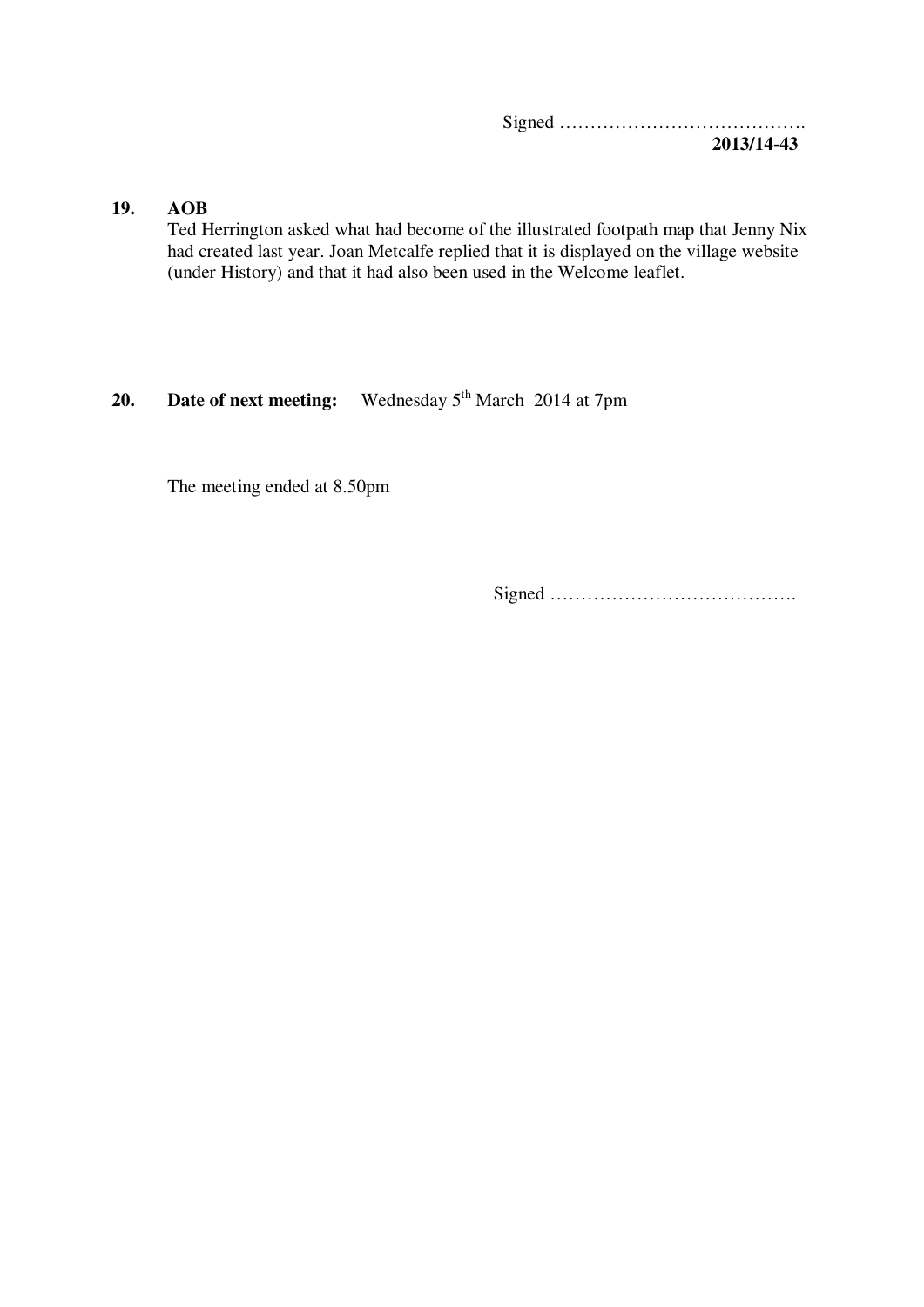Signed ………………………………….
**2013/14-43**

**19. AOB**

Ted Herrington asked what had become of the illustrated footpath map that Jenny Nix had created last year. Joan Metcalfe replied that it is displayed on the village website (under History) and that it had also been used in the Welcome leaflet.

**20. Date of next meeting:** Wednesday 5th March 2014 at 7pm

The meeting ended at 8.50pm

Signed ………………………………….